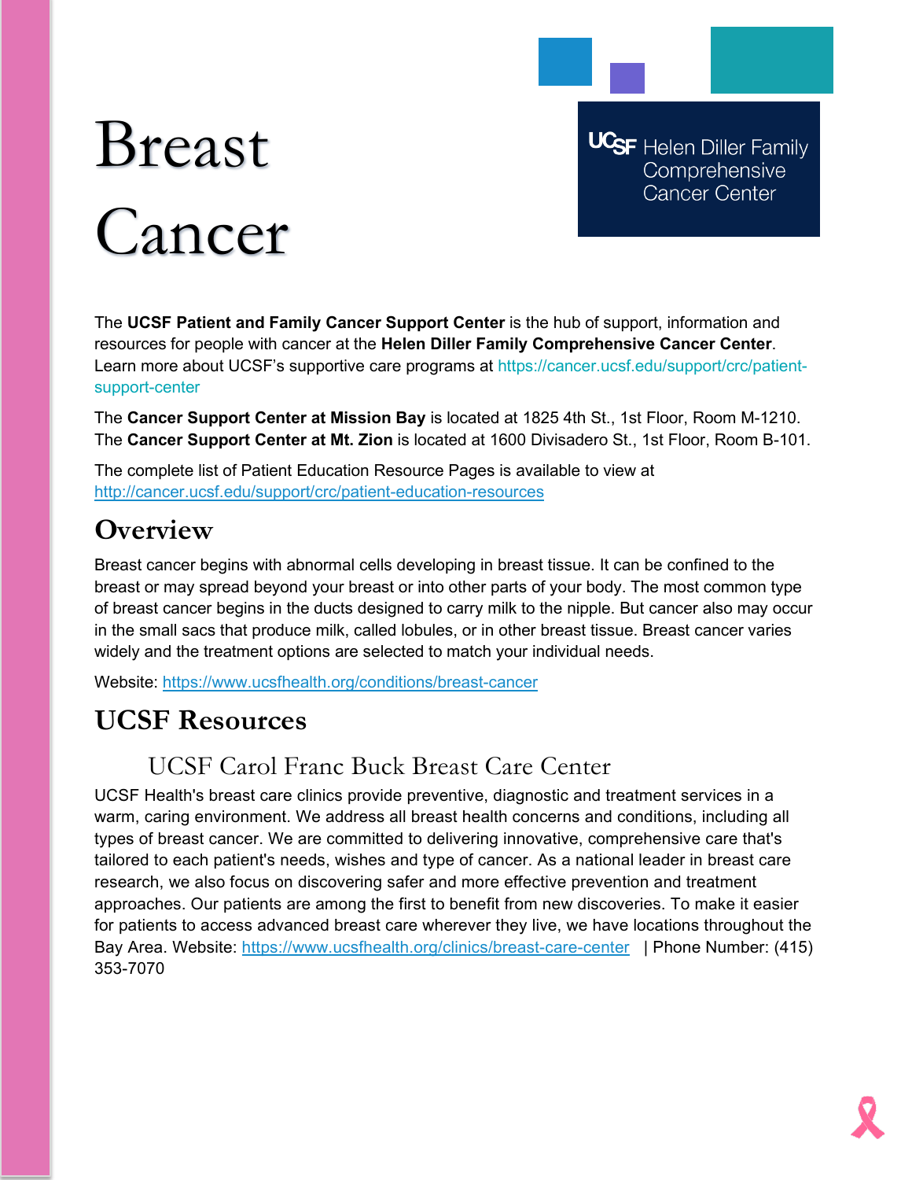# Breast Cancer

UCSF Helen Diller Family Comprehensive Cancer Center

The **UCSF Patient and Family Cancer Support Center** is the hub of support, information and resources for people with cancer at the **Helen Diller Family Comprehensive Cancer Center**. Learn more about UCSF's supportive care programs at https://cancer.ucsf.edu/support/crc/patient-support-center

The **Cancer Support Center at Mission Bay** is located at 1825 4th St., 1st Floor, Room M-1210. The **Cancer Support Center at Mt. Zion** is located at 1600 Divisadero St., 1st Floor, Room B-101.

The complete list of Patient Education Resource Pages is available to view at http://cancer.ucsf.edu/support/crc/patient-education-resources

## Overview

Breast cancer begins with abnormal cells developing in breast tissue. It can be confined to the breast or may spread beyond your breast or into other parts of your body. The most common type of breast cancer begins in the ducts designed to carry milk to the nipple. But cancer also may occur in the small sacs that produce milk, called lobules, or in other breast tissue. Breast cancer varies widely and the treatment options are selected to match your individual needs.

Website: https://www.ucsfhealth.org/conditions/breast-cancer

## UCSF Resources

### UCSF Carol Franc Buck Breast Care Center

UCSF Health's breast care clinics provide preventive, diagnostic and treatment services in a warm, caring environment. We address all breast health concerns and conditions, including all types of breast cancer. We are committed to delivering innovative, comprehensive care that's tailored to each patient's needs, wishes and type of cancer. As a national leader in breast care research, we also focus on discovering safer and more effective prevention and treatment approaches. Our patients are among the first to benefit from new discoveries. To make it easier for patients to access advanced breast care wherever they live, we have locations throughout the Bay Area. Website: https://www.ucsfhealth.org/clinics/breast-care-center | Phone Number: (415) 353-7070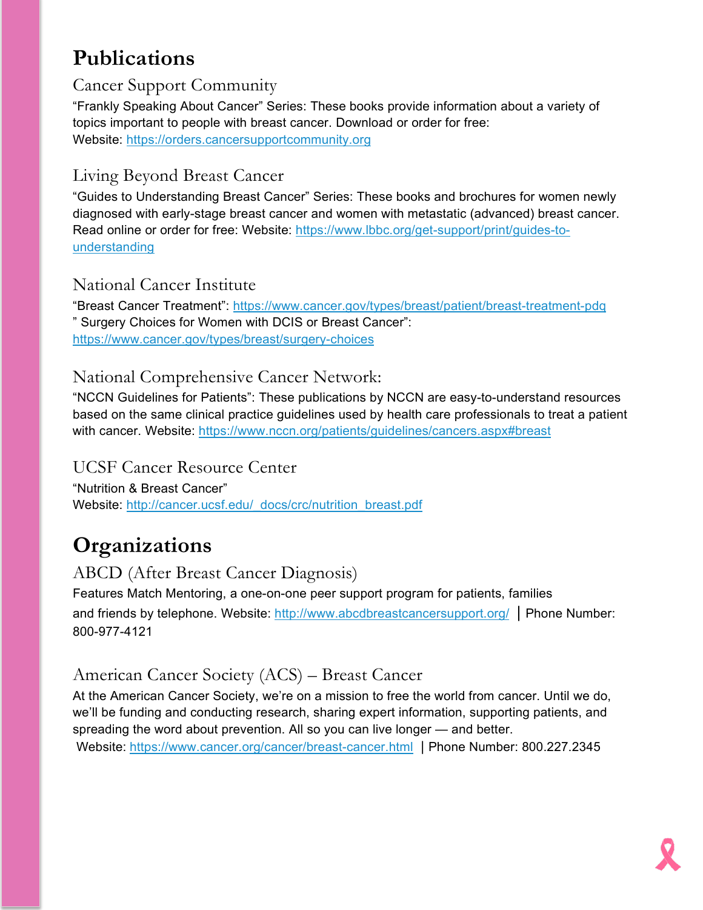# Publications

### Cancer Support Community

"Frankly Speaking About Cancer" Series: These books provide information about a variety of topics important to people with breast cancer. Download or order for free:
Website: https://orders.cancersupportcommunity.org

### Living Beyond Breast Cancer

"Guides to Understanding Breast Cancer" Series: These books and brochures for women newly diagnosed with early-stage breast cancer and women with metastatic (advanced) breast cancer. Read online or order for free: Website: https://www.lbbc.org/get-support/print/guides-to-understanding

### National Cancer Institute

"Breast Cancer Treatment": https://www.cancer.gov/types/breast/patient/breast-treatment-pdq
" Surgery Choices for Women with DCIS or Breast Cancer":
https://www.cancer.gov/types/breast/surgery-choices

### National Comprehensive Cancer Network:

"NCCN Guidelines for Patients": These publications by NCCN are easy-to-understand resources based on the same clinical practice guidelines used by health care professionals to treat a patient with cancer. Website: https://www.nccn.org/patients/guidelines/cancers.aspx#breast

### UCSF Cancer Resource Center

"Nutrition & Breast Cancer"
Website: http://cancer.ucsf.edu/_docs/crc/nutrition_breast.pdf

# Organizations

### ABCD (After Breast Cancer Diagnosis)

Features Match Mentoring, a one-on-one peer support program for patients, families and friends by telephone. Website: http://www.abcdbreastcancersupport.org/ | Phone Number: 800-977-4121

### American Cancer Society (ACS) – Breast Cancer

At the American Cancer Society, we're on a mission to free the world from cancer. Until we do, we'll be funding and conducting research, sharing expert information, supporting patients, and spreading the word about prevention. All so you can live longer — and better.
Website: https://www.cancer.org/cancer/breast-cancer.html | Phone Number: 800.227.2345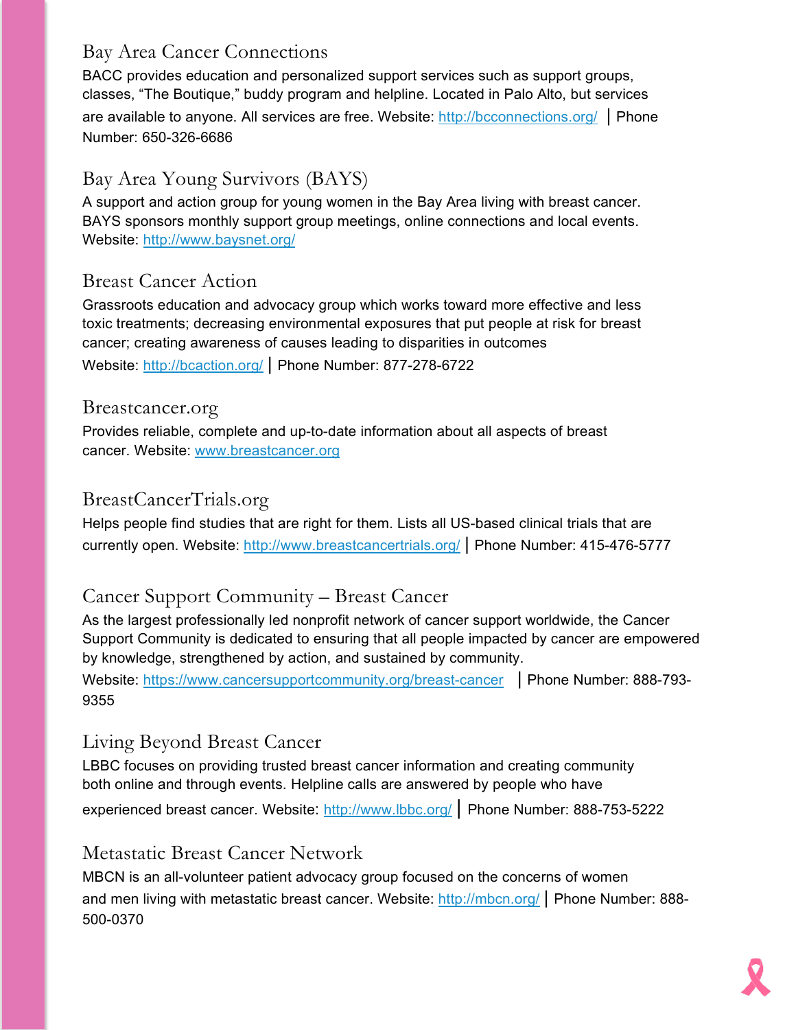## Bay Area Cancer Connections

BACC provides education and personalized support services such as support groups, classes, "The Boutique," buddy program and helpline. Located in Palo Alto, but services are available to anyone. All services are free. Website: http://bcconnections.org/ | Phone Number: 650-326-6686

## Bay Area Young Survivors (BAYS)

A support and action group for young women in the Bay Area living with breast cancer. BAYS sponsors monthly support group meetings, online connections and local events. Website: http://www.baysnet.org/

## Breast Cancer Action

Grassroots education and advocacy group which works toward more effective and less toxic treatments; decreasing environmental exposures that put people at risk for breast cancer; creating awareness of causes leading to disparities in outcomes
Website: http://bcaction.org/ | Phone Number: 877-278-6722

## Breastcancer.org

Provides reliable, complete and up-to-date information about all aspects of breast cancer. Website: www.breastcancer.org

## BreastCancerTrials.org

Helps people find studies that are right for them. Lists all US-based clinical trials that are currently open. Website: http://www.breastcancertrials.org/ | Phone Number: 415-476-5777

## Cancer Support Community – Breast Cancer

As the largest professionally led nonprofit network of cancer support worldwide, the Cancer Support Community is dedicated to ensuring that all people impacted by cancer are empowered by knowledge, strengthened by action, and sustained by community.
Website: https://www.cancersupportcommunity.org/breast-cancer | Phone Number: 888-793-9355

## Living Beyond Breast Cancer

LBBC focuses on providing trusted breast cancer information and creating community both online and through events. Helpline calls are answered by people who have experienced breast cancer. Website: http://www.lbbc.org/ | Phone Number: 888-753-5222

## Metastatic Breast Cancer Network

MBCN is an all-volunteer patient advocacy group focused on the concerns of women and men living with metastatic breast cancer. Website: http://mbcn.org/ | Phone Number: 888-500-0370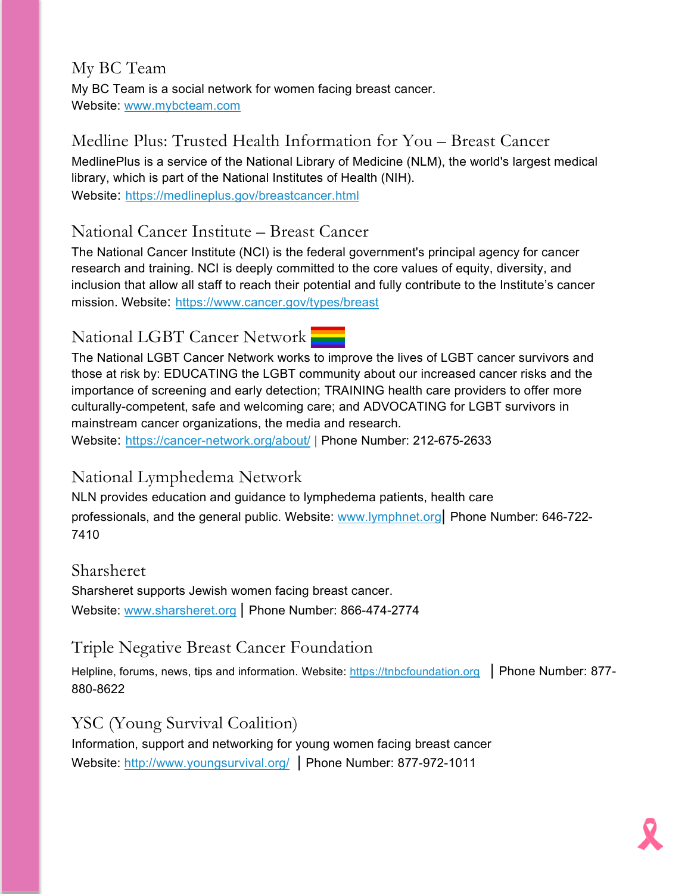## My BC Team

My BC Team is a social network for women facing breast cancer.
Website: www.mybcteam.com

## Medline Plus: Trusted Health Information for You – Breast Cancer

MedlinePlus is a service of the National Library of Medicine (NLM), the world's largest medical library, which is part of the National Institutes of Health (NIH).
Website: https://medlineplus.gov/breastcancer.html

## National Cancer Institute – Breast Cancer

The National Cancer Institute (NCI) is the federal government's principal agency for cancer research and training. NCI is deeply committed to the core values of equity, diversity, and inclusion that allow all staff to reach their potential and fully contribute to the Institute's cancer mission. Website: https://www.cancer.gov/types/breast

## National LGBT Cancer Network

The National LGBT Cancer Network works to improve the lives of LGBT cancer survivors and those at risk by: EDUCATING the LGBT community about our increased cancer risks and the importance of screening and early detection; TRAINING health care providers to offer more culturally-competent, safe and welcoming care; and ADVOCATING for LGBT survivors in mainstream cancer organizations, the media and research.
Website: https://cancer-network.org/about/ | Phone Number: 212-675-2633

## National Lymphedema Network

NLN provides education and guidance to lymphedema patients, health care professionals, and the general public. Website: www.lymphnet.org | Phone Number: 646-722-7410

## Sharsheret

Sharsheret supports Jewish women facing breast cancer.
Website: www.sharsheret.org | Phone Number: 866-474-2774

## Triple Negative Breast Cancer Foundation

Helpline, forums, news, tips and information. Website: https://tnbcfoundation.org | Phone Number: 877-880-8622

## YSC (Young Survival Coalition)

Information, support and networking for young women facing breast cancer
Website: http://www.youngsurvival.org/ | Phone Number: 877-972-1011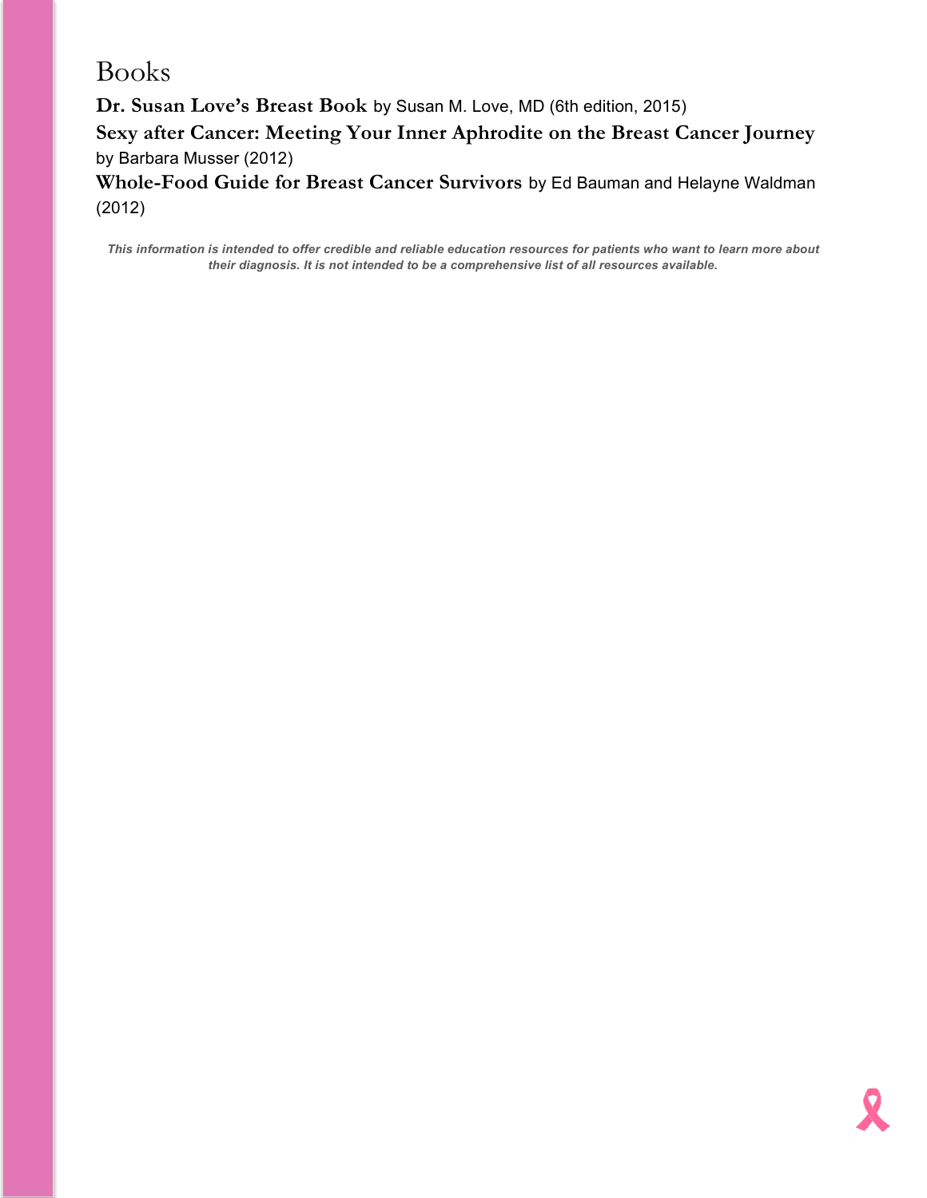## Books

**Dr. Susan Love's Breast Book** by Susan M. Love, MD (6th edition, 2015)

**Sexy after Cancer: Meeting Your Inner Aphrodite on the Breast Cancer Journey** by Barbara Musser (2012)

**Whole-Food Guide for Breast Cancer Survivors** by Ed Bauman and Helayne Waldman (2012)

***This information is intended to offer credible and reliable education resources for patients who want to learn more about their diagnosis. It is not intended to be a comprehensive list of all resources available.***